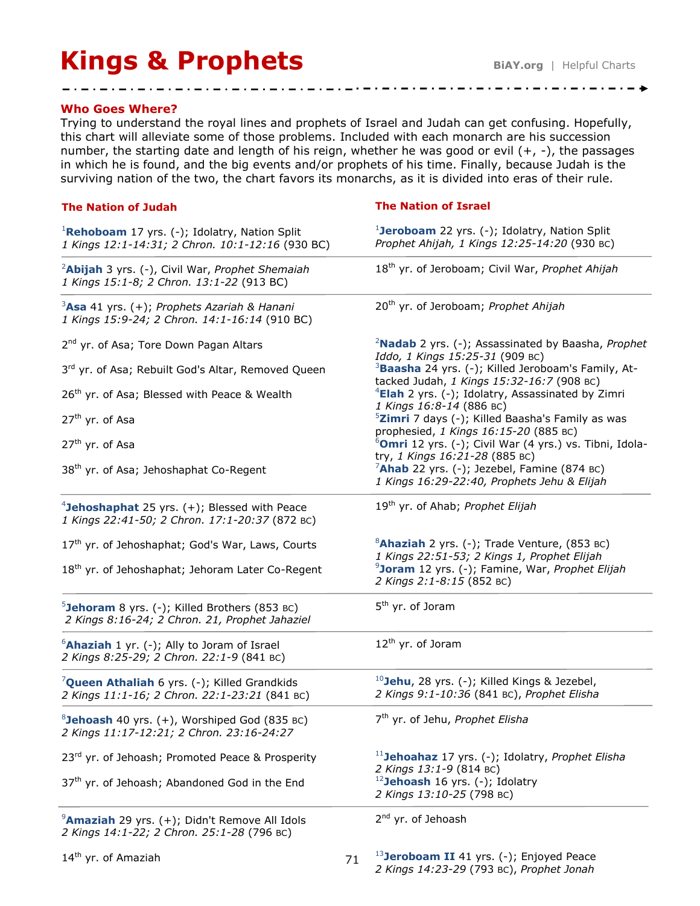# Kings & Prophets

## Who Goes Where?

Trying to understand the royal lines and prophets of Israel and Judah can get confusing. Hopefully, this chart will alleviate some of those problems. Included with each monarch are his succession number, the starting date and length of his reign, whether he was good or evil (+, -), the passages in which he is found, and the big events and/or prophets of his time. Finally, because Judah is the surviving nation of the two, the chart favors its monarchs, as it is divided into eras of their rule.

| The Nation of Judah | The Nation of Israel |
|---|---|
| [1] **Rehoboam** 17 yrs. (-); Idolatry, Nation Split<br>*1 Kings 12:1-14:31; 2 Chron. 10:1-12:16* (930 BC) | [1] **Jeroboam** 22 yrs. (-); Idolatry, Nation Split<br>*Prophet Ahijah, 1 Kings 12:25-14:20* (930 BC) |
| [2] **Abijah** 3 yrs. (-), Civil War, *Prophet Shemaiah*<br>*1 Kings 15:1-8; 2 Chron. 13:1-22* (913 BC) | 18th yr. of Jeroboam; Civil War, *Prophet Ahijah* |
| [3] **Asa** 41 yrs. (+); *Prophets Azariah & Hanani*<br>*1 Kings 15:9-24; 2 Chron. 14:1-16:14* (910 BC) | 20th yr. of Jeroboam; *Prophet Ahijah* |
| 2nd yr. of Asa; Tore Down Pagan Altars | [2] **Nadab** 2 yrs. (-); Assassinated by Baasha, *Prophet Iddo, 1 Kings 15:25-31* (909 BC) |
| 3rd yr. of Asa; Rebuilt God's Altar, Removed Queen | [3] **Baasha** 24 yrs. (-); Killed Jeroboam's Family, Attacked Judah, *1 Kings 15:32-16:7* (908 BC) |
| 26th yr. of Asa; Blessed with Peace & Wealth | [4] **Elah** 2 yrs. (-); Idolatry, Assassinated by Zimri<br>*1 Kings 16:8-14* (886 BC) |
| 27th yr. of Asa | [5] **Zimri** 7 days (-); Killed Baasha's Family as was prophesied, *1 Kings 16:15-20* (885 BC) |
| 27th yr. of Asa | [6] **Omri** 12 yrs. (-); Civil War (4 yrs.) vs. Tibni, Idolatry, *1 Kings 16:21-28* (885 BC) |
| 38th yr. of Asa; Jehoshaphat Co-Regent | [7] **Ahab** 22 yrs. (-); Jezebel, Famine (874 BC)<br>*1 Kings 16:29-22:40, Prophets Jehu & Elijah* |
| [4] **Jehoshaphat** 25 yrs. (+); Blessed with Peace<br>*1 Kings 22:41-50; 2 Chron. 17:1-20:37* (872 BC) | 19th yr. of Ahab; *Prophet Elijah* |
| 17th yr. of Jehoshaphat; God's War, Laws, Courts | [8] **Ahaziah** 2 yrs. (-); Trade Venture, (853 BC)<br>*1 Kings 22:51-53; 2 Kings 1, Prophet Elijah* |
| 18th yr. of Jehoshaphat; Jehoram Later Co-Regent | [9] **Joram** 12 yrs. (-); Famine, War, *Prophet Elijah*<br>*2 Kings 2:1-8:15* (852 BC) |
| [5] **Jehoram** 8 yrs. (-); Killed Brothers (853 BC)<br>*2 Kings 8:16-24; 2 Chron. 21, Prophet Jahaziel* | 5th yr. of Joram |
| [6] **Ahaziah** 1 yr. (-); Ally to Joram of Israel<br>*2 Kings 8:25-29; 2 Chron. 22:1-9* (841 BC) | 12th yr. of Joram |
| [7] **Queen Athaliah** 6 yrs. (-); Killed Grandkids<br>*2 Kings 11:1-16; 2 Chron. 22:1-23:21* (841 BC) | [10] **Jehu**, 28 yrs. (-); Killed Kings & Jezebel,<br>*2 Kings 9:1-10:36* (841 BC), *Prophet Elisha* |
| [8] **Jehoash** 40 yrs. (+), Worshiped God (835 BC)<br>*2 Kings 11:17-12:21; 2 Chron. 23:16-24:27* | 7th yr. of Jehu, *Prophet Elisha* |
| 23rd yr. of Jehoash; Promoted Peace & Prosperity | [11] **Jehoahaz** 17 yrs. (-); Idolatry, *Prophet Elisha*<br>*2 Kings 13:1-9* (814 BC) |
| 37th yr. of Jehoash; Abandoned God in the End | [12] **Jehoash** 16 yrs. (-); Idolatry<br>*2 Kings 13:10-25* (798 BC) |
| [9] **Amaziah** 29 yrs. (+); Didn't Remove All Idols<br>*2 Kings 14:1-22; 2 Chron. 25:1-28* (796 BC) | 2nd yr. of Jehoash |
| 14th yr. of Amaziah | [13] **Jeroboam II** 41 yrs. (-); Enjoyed Peace<br>*2 Kings 14:23-29* (793 BC), *Prophet Jonah* |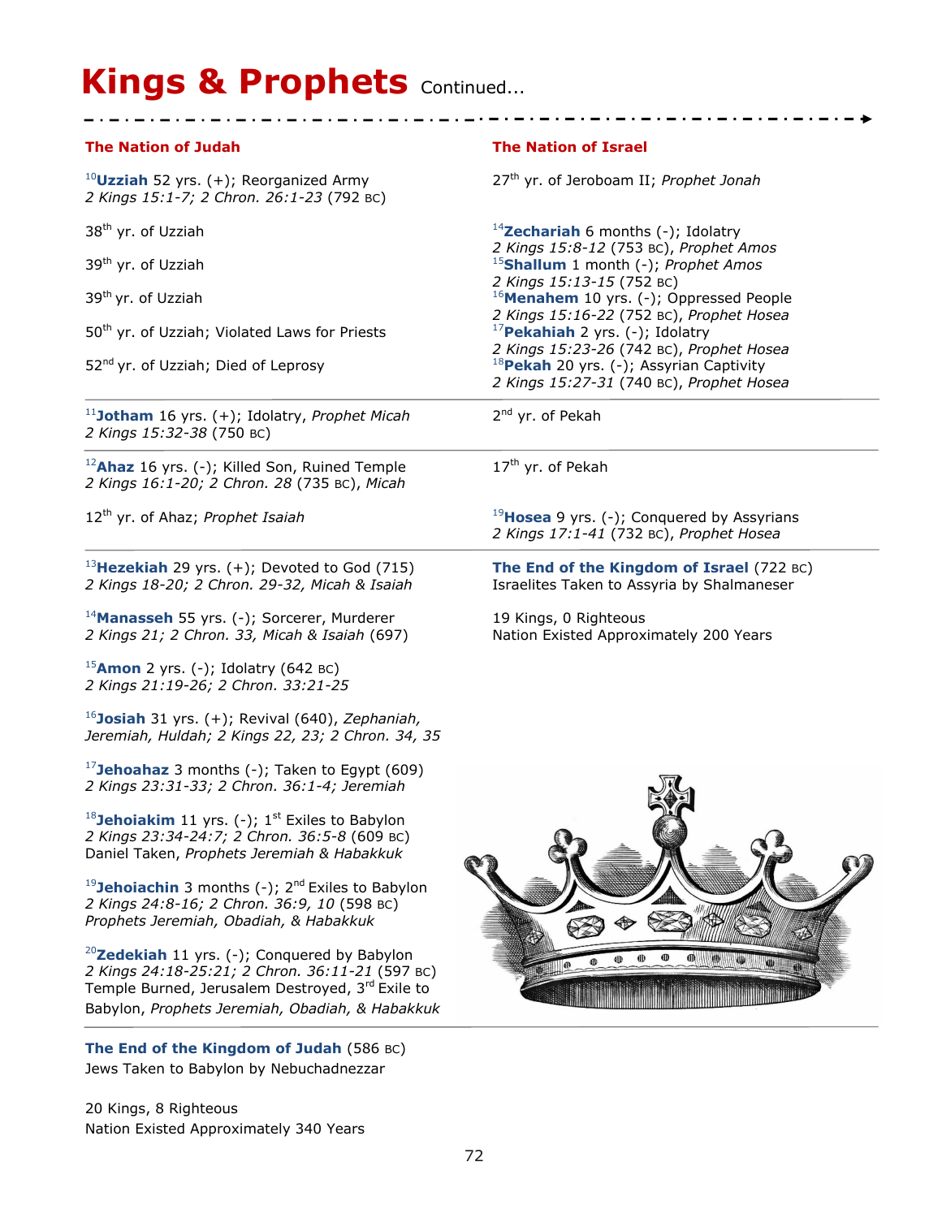# Kings & Prophets Continued...

| The Nation of Judah | The Nation of Israel |
| --- | --- |
| [10]**Uzziah** 52 yrs. (+); Reorganized Army *2 Kings 15:1-7; 2 Chron. 26:1-23* (792 BC) | 27th yr. of Jeroboam II; *Prophet Jonah* |
| 38th yr. of Uzziah | [14]**Zechariah** 6 months (-); Idolatry *2 Kings 15:8-12* (753 BC), *Prophet Amos* |
| 39th yr. of Uzziah | [15]**Shallum** 1 month (-); *Prophet Amos* *2 Kings 15:13-15* (752 BC) |
| 39th yr. of Uzziah | [16]**Menahem** 10 yrs. (-); Oppressed People *2 Kings 15:16-22* (752 BC), *Prophet Hosea* |
| 50th yr. of Uzziah; Violated Laws for Priests | [17]**Pekahiah** 2 yrs. (-); Idolatry *2 Kings 15:23-26* (742 BC), *Prophet Hosea* |
| 52nd yr. of Uzziah; Died of Leprosy | [18]**Pekah** 20 yrs. (-); Assyrian Captivity *2 Kings 15:27-31* (740 BC), *Prophet Hosea* |
| [11]**Jotham** 16 yrs. (+); Idolatry, *Prophet Micah* *2 Kings 15:32-38* (750 BC) | 2nd yr. of Pekah |
| [12]**Ahaz** 16 yrs. (-); Killed Son, Ruined Temple *2 Kings 16:1-20; 2 Chron. 28* (735 BC), *Micah* | 17th yr. of Pekah |
| 12th yr. of Ahaz; *Prophet Isaiah* | [19]**Hosea** 9 yrs. (-); Conquered by Assyrians *2 Kings 17:1-41* (732 BC), *Prophet Hosea* |
| [13]**Hezekiah** 29 yrs. (+); Devoted to God (715) *2 Kings 18-20; 2 Chron. 29-32, Micah & Isaiah* | **The End of the Kingdom of Israel** (722 BC) Israelites Taken to Assyria by Shalmaneser |
| [14]**Manasseh** 55 yrs. (-); Sorcerer, Murderer *2 Kings 21; 2 Chron. 33, Micah & Isaiah* (697) | 19 Kings, 0 Righteous Nation Existed Approximately 200 Years |
| [15]**Amon** 2 yrs. (-); Idolatry (642 BC) *2 Kings 21:19-26; 2 Chron. 33:21-25* | |
| [16]**Josiah** 31 yrs. (+); Revival (640), *Zephaniah, Jeremiah, Huldah; 2 Kings 22, 23; 2 Chron. 34, 35* | |
| [17]**Jehoahaz** 3 months (-); Taken to Egypt (609) *2 Kings 23:31-33; 2 Chron. 36:1-4; Jeremiah* | |
| [18]**Jehoiakim** 11 yrs. (-); 1st Exiles to Babylon *2 Kings 23:34-24:7; 2 Chron. 36:5-8* (609 BC) Daniel Taken, *Prophets Jeremiah & Habakkuk* | |
| [19]**Jehoiachin** 3 months (-); 2nd Exiles to Babylon *2 Kings 24:8-16; 2 Chron. 36:9, 10* (598 BC) *Prophets Jeremiah, Obadiah, & Habakkuk* | |
| [20]**Zedekiah** 11 yrs. (-); Conquered by Babylon *2 Kings 24:18-25:21; 2 Chron. 36:11-21* (597 BC) Temple Burned, Jerusalem Destroyed, 3rd Exile to Babylon, *Prophets Jeremiah, Obadiah, & Habakkuk* | |

**The End of the Kingdom of Judah** (586 BC)
Jews Taken to Babylon by Nebuchadnezzar

20 Kings, 8 Righteous
Nation Existed Approximately 340 Years